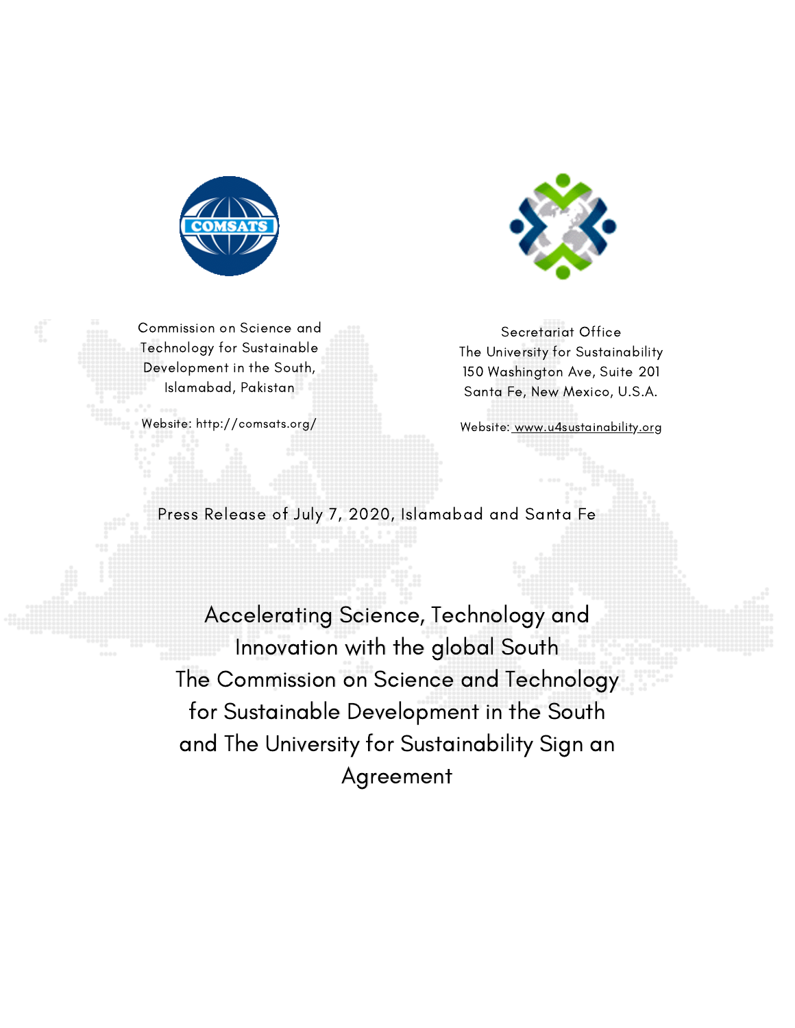Commission on Science and Technology for Sustainable Development in the South, Islamabad, Pakistan

Website: http://comsats.org/

Secretariat Office
The University for Sustainability
150 Washington Ave, Suite 201
Santa Fe, New Mexico, U.S.A.

Website: www.u4sustainability.org

Press Release of July 7, 2020, Islamabad and Santa Fe

# Accelerating Science, Technology and Innovation with the global South

# The Commission on Science and Technology for Sustainable Development in the South and The University for Sustainability Sign an Agreement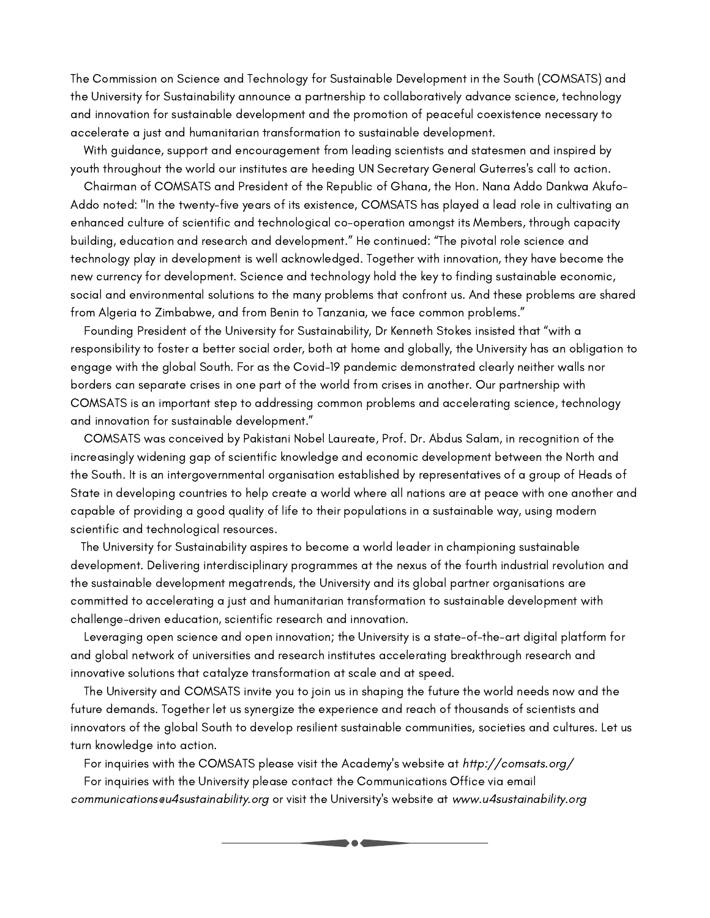The Commission on Science and Technology for Sustainable Development in the South (COMSATS) and the University for Sustainability announce a partnership to collaboratively advance science, technology and innovation for sustainable development and the promotion of peaceful coexistence necessary to accelerate a just and humanitarian transformation to sustainable development.

With guidance, support and encouragement from leading scientists and statesmen and inspired by youth throughout the world our institutes are heeding UN Secretary General Guterres's call to action.

Chairman of COMSATS and President of the Republic of Ghana, the Hon. Nana Addo Dankwa Akufo-Addo noted: "In the twenty-five years of its existence, COMSATS has played a lead role in cultivating an enhanced culture of scientific and technological co-operation amongst its Members, through capacity building, education and research and development." He continued: "The pivotal role science and technology play in development is well acknowledged. Together with innovation, they have become the new currency for development. Science and technology hold the key to finding sustainable economic, social and environmental solutions to the many problems that confront us. And these problems are shared from Algeria to Zimbabwe, and from Benin to Tanzania, we face common problems."

Founding President of the University for Sustainability, Dr Kenneth Stokes insisted that "with a responsibility to foster a better social order, both at home and globally, the University has an obligation to engage with the global South. For as the Covid-19 pandemic demonstrated clearly neither walls nor borders can separate crises in one part of the world from crises in another. Our partnership with COMSATS is an important step to addressing common problems and accelerating science, technology and innovation for sustainable development."

COMSATS was conceived by Pakistani Nobel Laureate, Prof. Dr. Abdus Salam, in recognition of the increasingly widening gap of scientific knowledge and economic development between the North and the South. It is an intergovernmental organisation established by representatives of a group of Heads of State in developing countries to help create a world where all nations are at peace with one another and capable of providing a good quality of life to their populations in a sustainable way, using modern scientific and technological resources.

The University for Sustainability aspires to become a world leader in championing sustainable development. Delivering interdisciplinary programmes at the nexus of the fourth industrial revolution and the sustainable development megatrends, the University and its global partner organisations are committed to accelerating a just and humanitarian transformation to sustainable development with challenge-driven education, scientific research and innovation.

Leveraging open science and open innovation; the University is a state-of-the-art digital platform for and global network of universities and research institutes accelerating breakthrough research and innovative solutions that catalyze transformation at scale and at speed.

The University and COMSATS invite you to join us in shaping the future the world needs now and the future demands. Together let us synergize the experience and reach of thousands of scientists and innovators of the global South to develop resilient sustainable communities, societies and cultures. Let us turn knowledge into action.

For inquiries with the COMSATS please visit the Academy's website at *http://comsats.org/*

For inquiries with the University please contact the Communications Office via email *communications@u4sustainability.org* or visit the University's website at *www.u4sustainability.org*